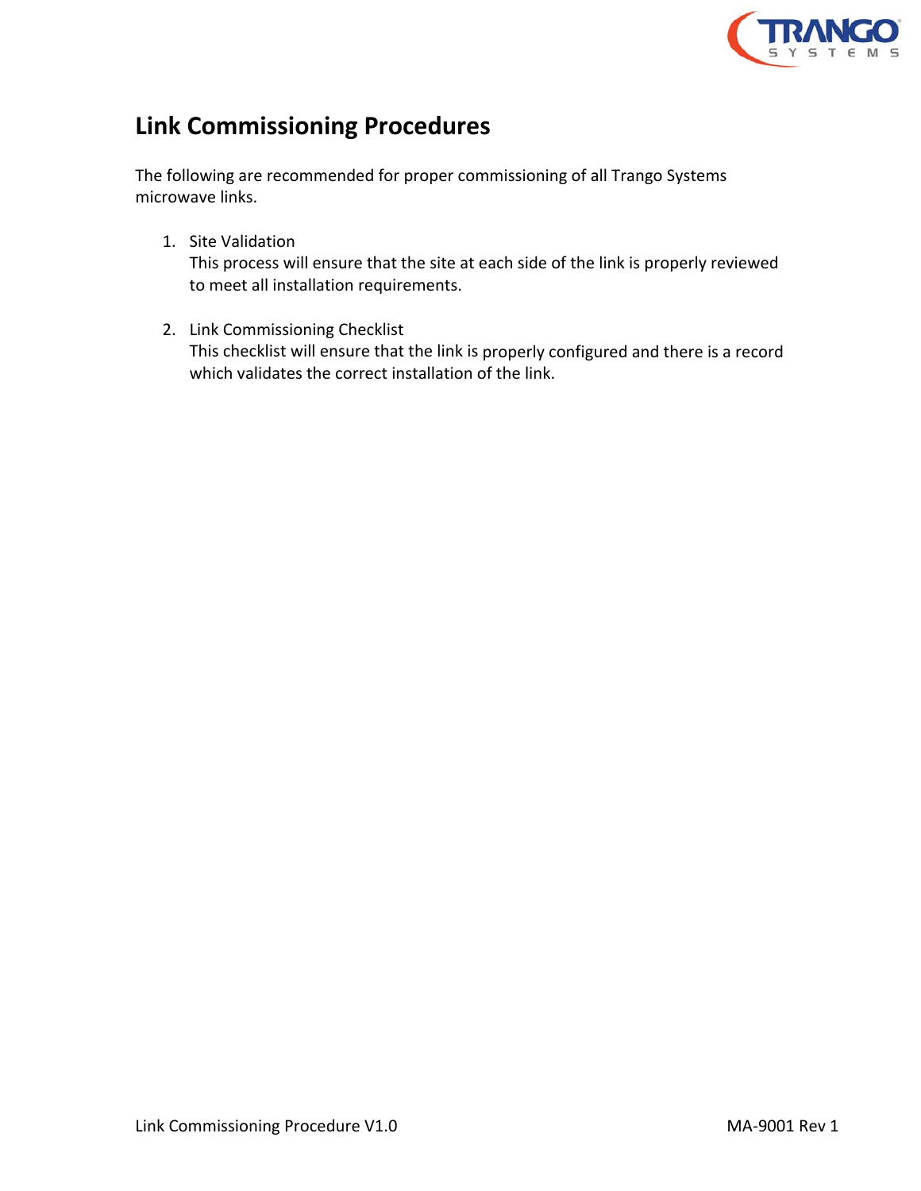# Link Commissioning Procedures

The following are recommended for proper commissioning of all Trango Systems microwave links.

1. Site Validation
   This process will ensure that the site at each side of the link is properly reviewed to meet all installation requirements.

2. Link Commissioning Checklist
   This checklist will ensure that the link is properly configured and there is a record which validates the correct installation of the link.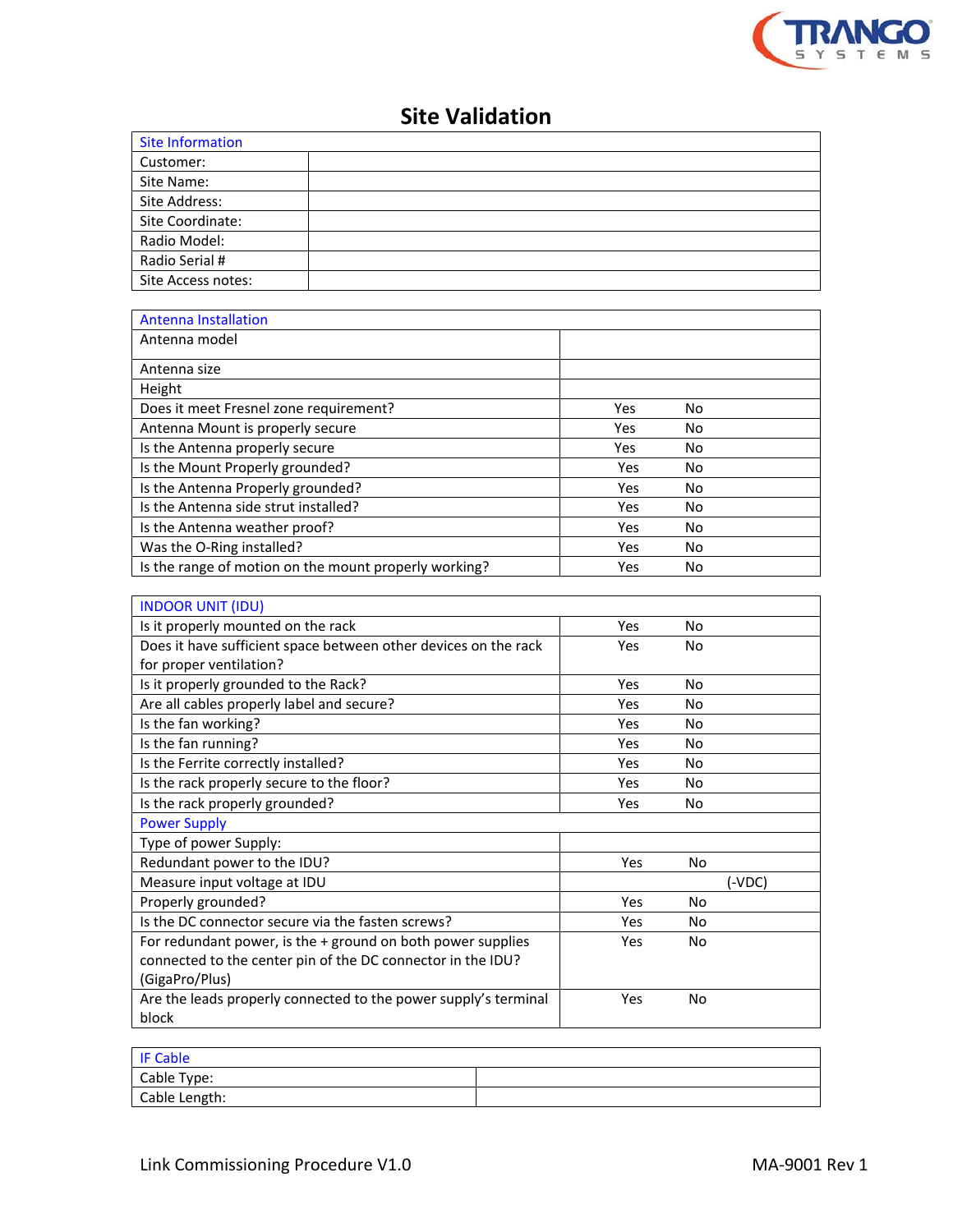# Site Validation

| Site Information | |
|---|---|
| Customer: | |
| Site Name: | |
| Site Address: | |
| Site Coordinate: | |
| Radio Model: | |
| Radio Serial # | |
| Site Access notes: | |

| Antenna Installation | | |
|---|---|---|
| Antenna model | | |
| Antenna size | | |
| Height | | |
| Does it meet Fresnel zone requirement? | Yes | No |
| Antenna Mount is properly secure | Yes | No |
| Is the Antenna properly secure | Yes | No |
| Is the Mount Properly grounded? | Yes | No |
| Is the Antenna Properly grounded? | Yes | No |
| Is the Antenna side strut installed? | Yes | No |
| Is the Antenna weather proof? | Yes | No |
| Was the O-Ring installed? | Yes | No |
| Is the range of motion on the mount properly working? | Yes | No |

| INDOOR UNIT (IDU) | | |
|---|---|---|
| Is it properly mounted on the rack | Yes | No |
| Does it have sufficient space between other devices on the rack for proper ventilation? | Yes | No |
| Is it properly grounded to the Rack? | Yes | No |
| Are all cables properly label and secure? | Yes | No |
| Is the fan working? | Yes | No |
| Is the fan running? | Yes | No |
| Is the Ferrite correctly installed? | Yes | No |
| Is the rack properly secure to the floor? | Yes | No |
| Is the rack properly grounded? | Yes | No |
| **Power Supply** | | |
| Type of power Supply: | | |
| Redundant power to the IDU? | Yes | No |
| Measure input voltage at IDU | | (-VDC) |
| Properly grounded? | Yes | No |
| Is the DC connector secure via the fasten screws? | Yes | No |
| For redundant power, is the + ground on both power supplies connected to the center pin of the DC connector in the IDU? (GigaPro/Plus) | Yes | No |
| Are the leads properly connected to the power supply's terminal block | Yes | No |

| IF Cable | |
|---|---|
| Cable Type: | |
| Cable Length: | |

Link Commissioning Procedure V1.0 MA-9001 Rev 1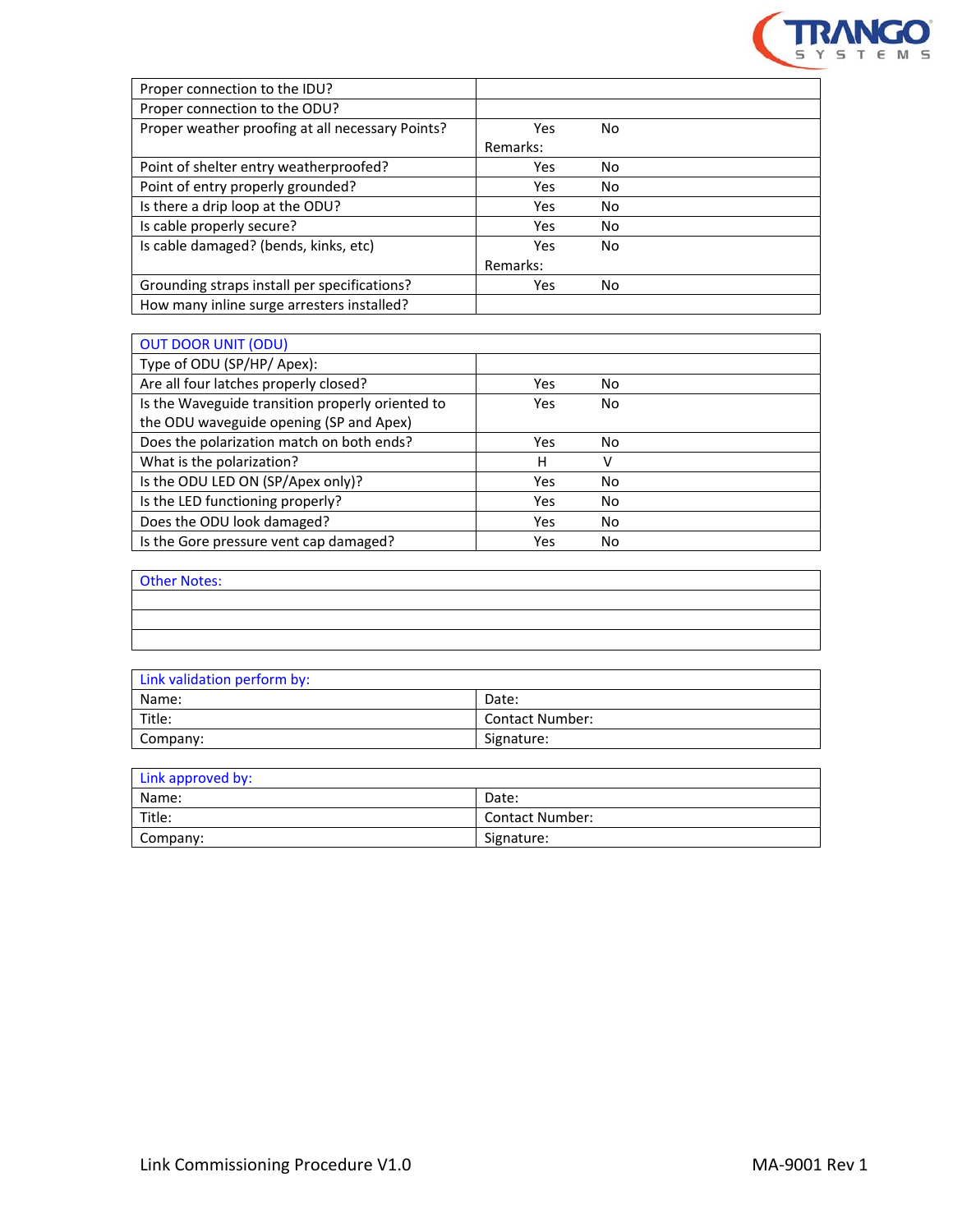| Proper connection to the IDU? | |
|---|---|
| Proper connection to the ODU? | |
| Proper weather proofing at all necessary Points? | Yes No<br>Remarks: |
| Point of shelter entry weatherproofed? | Yes No |
| Point of entry properly grounded? | Yes No |
| Is there a drip loop at the ODU? | Yes No |
| Is cable properly secure? | Yes No |
| Is cable damaged? (bends, kinks, etc) | Yes No<br>Remarks: |
| Grounding straps install per specifications? | Yes No |
| How many inline surge arresters installed? | |

| OUT DOOR UNIT (ODU) | |
|---|---|
| Type of ODU (SP/HP/ Apex): | |
| Are all four latches properly closed? | Yes No |
| Is the Waveguide transition properly oriented to the ODU waveguide opening (SP and Apex) | Yes No |
| Does the polarization match on both ends? | Yes No |
| What is the polarization? | H V |
| Is the ODU LED ON (SP/Apex only)? | Yes No |
| Is the LED functioning properly? | Yes No |
| Does the ODU look damaged? | Yes No |
| Is the Gore pressure vent cap damaged? | Yes No |

| Other Notes: |
|---|
| |
| |
| |

| Link validation perform by: | |
|---|---|
| Name: | Date: |
| Title: | Contact Number: |
| Company: | Signature: |

| Link approved by: | |
|---|---|
| Name: | Date: |
| Title: | Contact Number: |
| Company: | Signature: |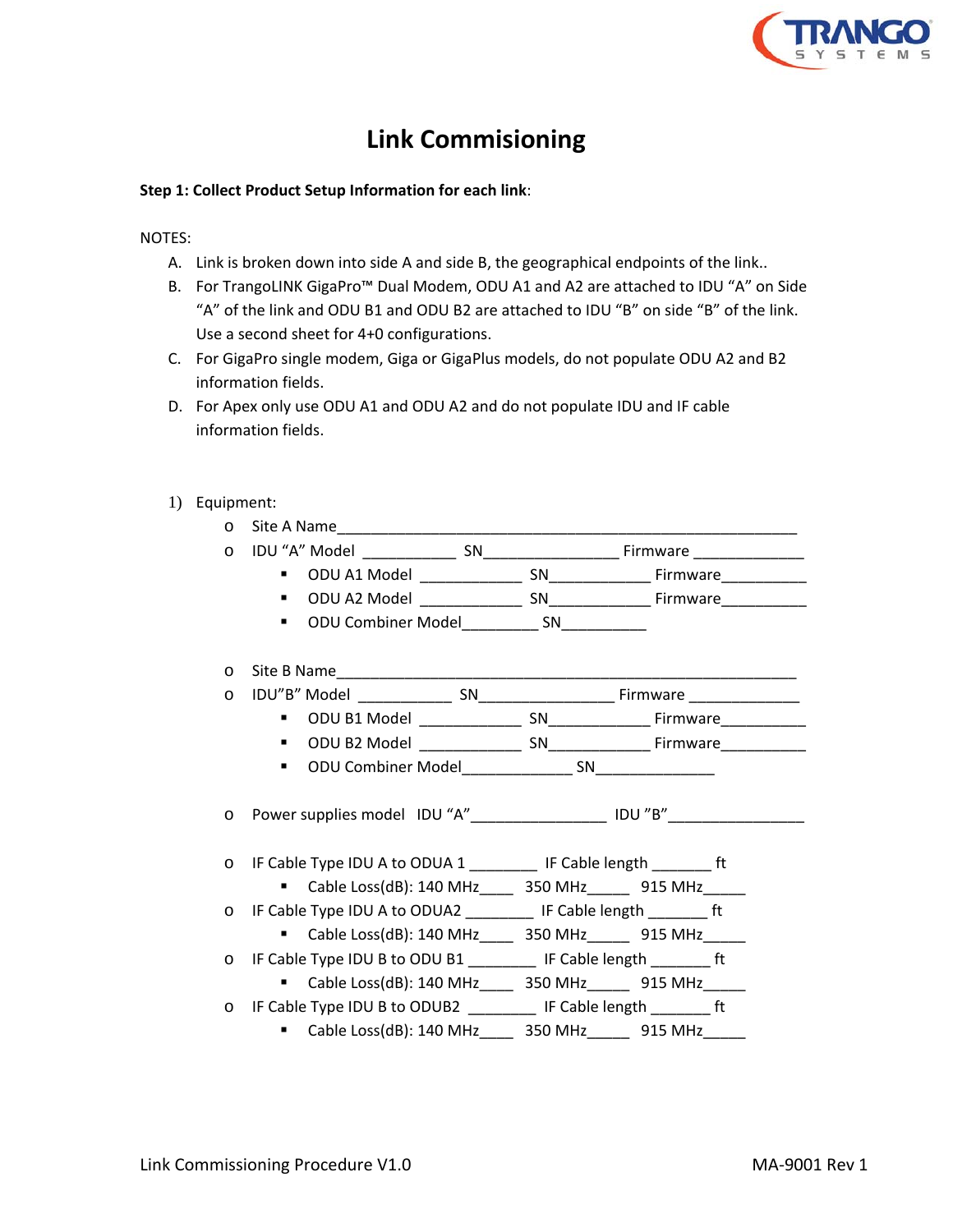# Link Commisioning

**Step 1: Collect Product Setup Information for each link**:

NOTES:

A. Link is broken down into side A and side B, the geographical endpoints of the link..
B. For TrangoLINK GigaPro™ Dual Modem, ODU A1 and A2 are attached to IDU "A" on Side "A" of the link and ODU B1 and ODU B2 are attached to IDU "B" on side "B" of the link. Use a second sheet for 4+0 configurations.
C. For GigaPro single modem, Giga or GigaPlus models, do not populate ODU A2 and B2 information fields.
D. For Apex only use ODU A1 and ODU A2 and do not populate IDU and IF cable information fields.

1) Equipment:
   - Site A Name___________________________________________________________
   - IDU "A" Model ___________ SN________________ Firmware _____________
     - ODU A1 Model ____________ SN____________ Firmware__________
     - ODU A2 Model ____________ SN____________ Firmware__________
     - ODU Combiner Model_________ SN__________

   - Site B Name___________________________________________________________
   - IDU"B" Model ___________ SN________________ Firmware _____________
     - ODU B1 Model ____________ SN____________ Firmware__________
     - ODU B2 Model ____________ SN____________ Firmware__________
     - ODU Combiner Model_____________ SN______________

   - Power supplies model IDU "A"________________ IDU "B"________________

   - IF Cable Type IDU A to ODUA 1 ________ IF Cable length _______ ft
     - Cable Loss(dB): 140 MHz____ 350 MHz_____ 915 MHz_____
   - IF Cable Type IDU A to ODUA2 ________ IF Cable length _______ ft
     - Cable Loss(dB): 140 MHz____ 350 MHz_____ 915 MHz_____
   - IF Cable Type IDU B to ODU B1 ________ IF Cable length _______ ft
     - Cable Loss(dB): 140 MHz____ 350 MHz_____ 915 MHz_____
   - IF Cable Type IDU B to ODUB2 ________ IF Cable length _______ ft
     - Cable Loss(dB): 140 MHz____ 350 MHz_____ 915 MHz_____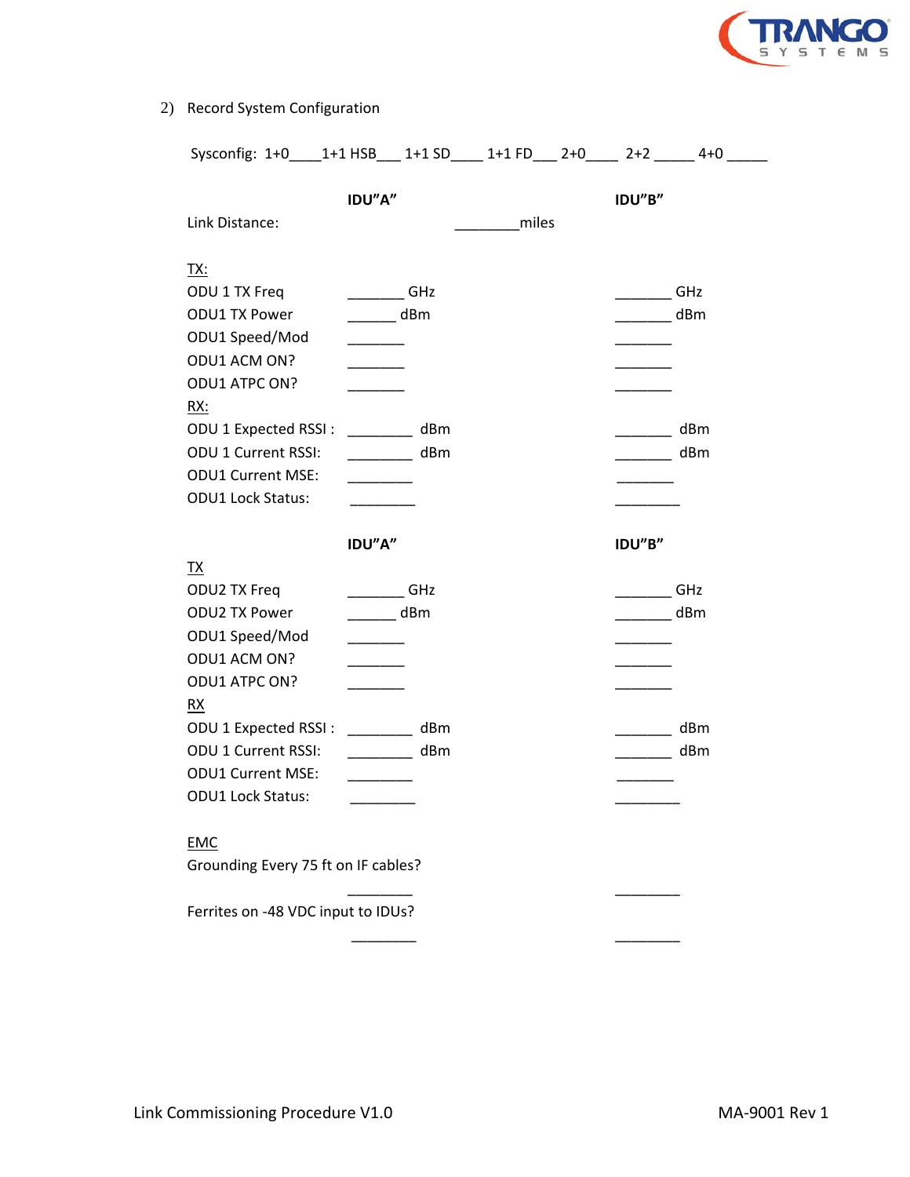2) Record System Configuration

Sysconfig: 1+0____1+1 HSB___ 1+1 SD____ 1+1 FD___ 2+0____ 2+2 _____ 4+0 _____

| | IDU"A" | | IDU"B" |
|---|---|---|---|
| Link Distance: | | ________miles | |
| TX: | | | |
| ODU 1 TX Freq | _______ GHz | | _______ GHz |
| ODU1 TX Power | ______ dBm | | _______ dBm |
| ODU1 Speed/Mod | _______ | | _______ |
| ODU1 ACM ON? | _______ | | _______ |
| ODU1 ATPC ON? | _______ | | _______ |
| RX: | | | |
| ODU 1 Expected RSSI : | ________ dBm | | _______ dBm |
| ODU 1 Current RSSI: | ________ dBm | | _______ dBm |
| ODU1 Current MSE: | ________ | | _______ |
| ODU1 Lock Status: | ________ | | ________ |

| | IDU"A" | IDU"B" |
|---|---|---|
| TX | | |
| ODU2 TX Freq | _______ GHz | _______ GHz |
| ODU2 TX Power | ______ dBm | _______ dBm |
| ODU1 Speed/Mod | _______ | _______ |
| ODU1 ACM ON? | _______ | _______ |
| ODU1 ATPC ON? | _______ | _______ |
| RX | | |
| ODU 1 Expected RSSI : | ________ dBm | _______ dBm |
| ODU 1 Current RSSI: | ________ dBm | _______ dBm |
| ODU1 Current MSE: | ________ | _______ |
| ODU1 Lock Status: | ________ | ________ |

EMC

Grounding Every 75 ft on IF cables?

________ ________

Ferrites on -48 VDC input to IDUs?

________ ________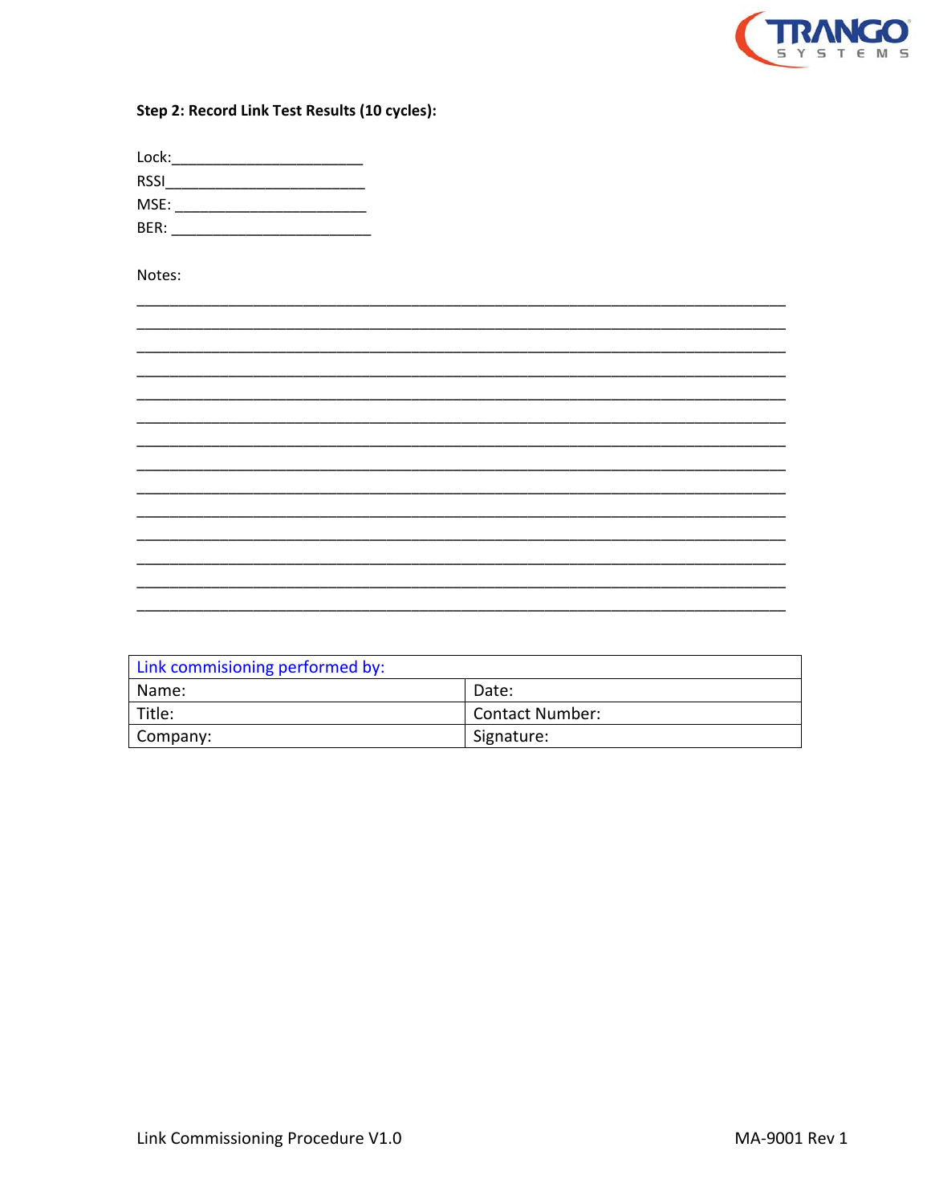**Step 2: Record Link Test Results (10 cycles):**

Lock:_______________________

RSSI_______________________

MSE: _______________________

BER: ________________________

Notes:

_______________________________________________________________________________

_______________________________________________________________________________

_______________________________________________________________________________

_______________________________________________________________________________

_______________________________________________________________________________

_______________________________________________________________________________

_______________________________________________________________________________

_______________________________________________________________________________

_______________________________________________________________________________

_______________________________________________________________________________

_______________________________________________________________________________

_______________________________________________________________________________

_______________________________________________________________________________

_______________________________________________________________________________

| Link commisioning performed by: | |
|---|---|
| Name: | Date: |
| Title: | Contact Number: |
| Company: | Signature: |